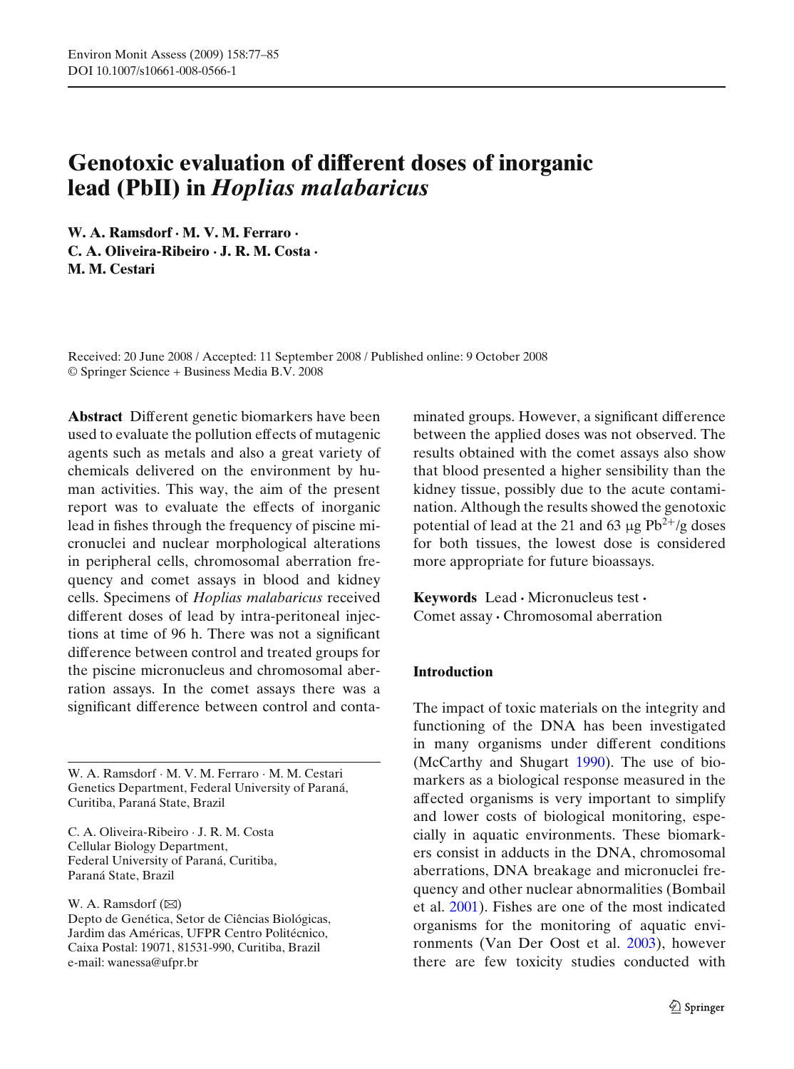# Genotoxic evaluation of different doses of inorganic lead (PbII) in *Hoplias malabaricus*

**W. A. Ramsdorf · M. V. M. Ferraro · C. A. Oliveira-Ribeiro · J. R. M. Costa · M. M. Cestari**

Received: 20 June 2008 / Accepted: 11 September 2008 / Published online: 9 October 2008
© Springer Science + Business Media B.V. 2008

**Abstract** Different genetic biomarkers have been used to evaluate the pollution effects of mutagenic agents such as metals and also a great variety of chemicals delivered on the environment by human activities. This way, the aim of the present report was to evaluate the effects of inorganic lead in fishes through the frequency of piscine micronuclei and nuclear morphological alterations in peripheral cells, chromosomal aberration frequency and comet assays in blood and kidney cells. Specimens of *Hoplias malabaricus* received different doses of lead by intra-peritoneal injections at time of 96 h. There was not a significant difference between control and treated groups for the piscine micronucleus and chromosomal aberration assays. In the comet assays there was a significant difference between control and contaminated groups. However, a significant difference between the applied doses was not observed. The results obtained with the comet assays also show that blood presented a higher sensibility than the kidney tissue, possibly due to the acute contamination. Although the results showed the genotoxic potential of lead at the 21 and 63 μg $Pb^{2+}$/g doses for both tissues, the lowest dose is considered more appropriate for future bioassays.

**Keywords** Lead · Micronucleus test · Comet assay · Chromosomal aberration

W. A. Ramsdorf · M. V. M. Ferraro · M. M. Cestari
Genetics Department, Federal University of Paraná, Curitiba, Paraná State, Brazil

C. A. Oliveira-Ribeiro · J. R. M. Costa
Cellular Biology Department, Federal University of Paraná, Curitiba, Paraná State, Brazil

W. A. Ramsdorf (✉)
Depto de Genética, Setor de Ciências Biológicas, Jardim das Américas, UFPR Centro Politécnico, Caixa Postal: 19071, 81531-990, Curitiba, Brazil
e-mail: wanessa@ufpr.br

## Introduction

The impact of toxic materials on the integrity and functioning of the DNA has been investigated in many organisms under different conditions (McCarthy and Shugart 1990). The use of biomarkers as a biological response measured in the affected organisms is very important to simplify and lower costs of biological monitoring, especially in aquatic environments. These biomarkers consist in adducts in the DNA, chromosomal aberrations, DNA breakage and micronuclei frequency and other nuclear abnormalities (Bombail et al. 2001). Fishes are one of the most indicated organisms for the monitoring of aquatic environments (Van Der Oost et al. 2003), however there are few toxicity studies conducted with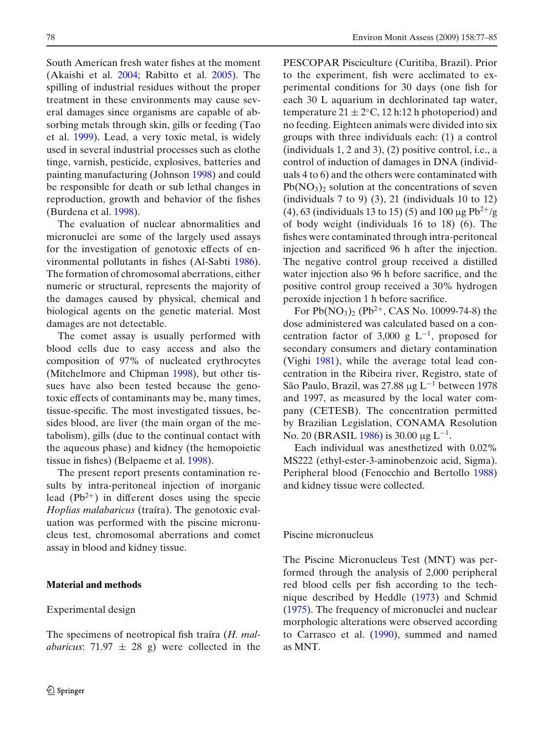South American fresh water fishes at the moment (Akaishi et al. 2004; Rabitto et al. 2005). The spilling of industrial residues without the proper treatment in these environments may cause several damages since organisms are capable of absorbing metals through skin, gills or feeding (Tao et al. 1999). Lead, a very toxic metal, is widely used in several industrial processes such as clothe tinge, varnish, pesticide, explosives, batteries and painting manufacturing (Johnson 1998) and could be responsible for death or sub lethal changes in reproduction, growth and behavior of the fishes (Burdena et al. 1998).

The evaluation of nuclear abnormalities and micronuclei are some of the largely used assays for the investigation of genotoxic effects of environmental pollutants in fishes (Al-Sabti 1986). The formation of chromosomal aberrations, either numeric or structural, represents the majority of the damages caused by physical, chemical and biological agents on the genetic material. Most damages are not detectable.

The comet assay is usually performed with blood cells due to easy access and also the composition of 97% of nucleated erythrocytes (Mitchelmore and Chipman 1998), but other tissues have also been tested because the genotoxic effects of contaminants may be, many times, tissue-specific. The most investigated tissues, besides blood, are liver (the main organ of the metabolism), gills (due to the continual contact with the aqueous phase) and kidney (the hemopoietic tissue in fishes) (Belpaeme et al. 1998).

The present report presents contamination results by intra-peritoneal injection of inorganic lead ($Pb^{2+}$) in different doses using the specie *Hoplias malabaricus* (traíra). The genotoxic evaluation was performed with the piscine micronucleus test, chromosomal aberrations and comet assay in blood and kidney tissue.

## Material and methods

### Experimental design

The specimens of neotropical fish traíra (*H. malabaricus*: 71.97 ± 28 g) were collected in the PESCOPAR Pisciculture (Curitiba, Brazil). Prior to the experiment, fish were acclimated to experimental conditions for 30 days (one fish for each 30 L aquarium in dechlorinated tap water, temperature 21 ± 2°C, 12 h:12 h photoperiod) and no feeding. Eighteen animals were divided into six groups with three individuals each: (1) a control (individuals 1, 2 and 3), (2) positive control, i.e., a control of induction of damages in DNA (individuals 4 to 6) and the others were contaminated with $Pb(NO_3)_2$ solution at the concentrations of seven (individuals 7 to 9) (3), 21 (individuals 10 to 12) (4), 63 (individuals 13 to 15) (5) and 100 μg $Pb^{2+}$/g of body weight (individuals 16 to 18) (6). The fishes were contaminated through intra-peritoneal injection and sacrificed 96 h after the injection. The negative control group received a distilled water injection also 96 h before sacrifice, and the positive control group received a 30% hydrogen peroxide injection 1 h before sacrifice.

For $Pb(NO_3)_2$ ($Pb^{2+}$, CAS No. 10099-74-8) the dose administered was calculated based on a concentration factor of 3,000 g $L^{-1}$, proposed for secondary consumers and dietary contamination (Vighi 1981), while the average total lead concentration in the Ribeira river, Registro, state of São Paulo, Brazil, was 27.88 μg $L^{-1}$ between 1978 and 1997, as measured by the local water company (CETESB). The concentration permitted by Brazilian Legislation, CONAMA Resolution No. 20 (BRASIL 1986) is 30.00 μg $L^{-1}$.

Each individual was anesthetized with 0.02% MS222 (ethyl-ester-3-aminobenzoic acid, Sigma). Peripheral blood (Fenocchio and Bertollo 1988) and kidney tissue were collected.

### Piscine micronucleus

The Piscine Micronucleus Test (MNT) was performed through the analysis of 2,000 peripheral red blood cells per fish according to the technique described by Heddle (1973) and Schmid (1975). The frequency of micronuclei and nuclear morphologic alterations were observed according to Carrasco et al. (1990), summed and named as MNT.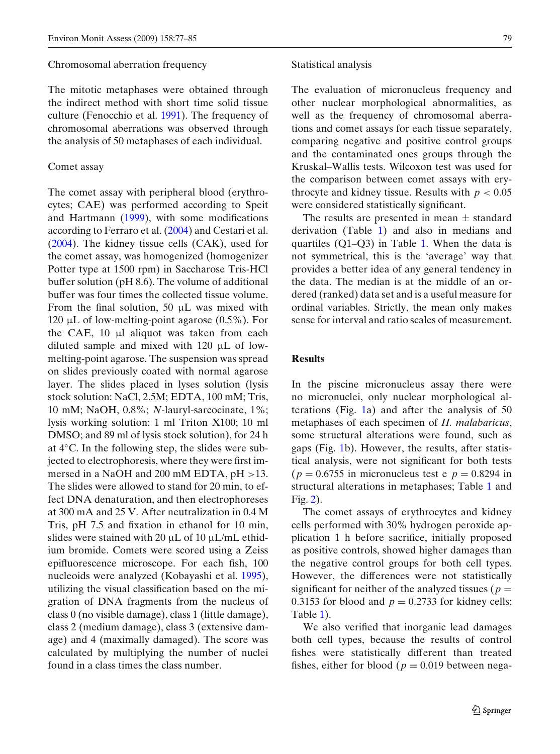### Chromosomal aberration frequency

The mitotic metaphases were obtained through the indirect method with short time solid tissue culture (Fenocchio et al. 1991). The frequency of chromosomal aberrations was observed through the analysis of 50 metaphases of each individual.

### Comet assay

The comet assay with peripheral blood (erythrocytes; CAE) was performed according to Speit and Hartmann (1999), with some modifications according to Ferraro et al. (2004) and Cestari et al. (2004). The kidney tissue cells (CAK), used for the comet assay, was homogenized (homogenizer Potter type at 1500 rpm) in Saccharose Tris-HCl buffer solution (pH 8.6). The volume of additional buffer was four times the collected tissue volume. From the final solution, 50 μL was mixed with 120 μL of low-melting-point agarose (0.5%). For the CAE, 10 μl aliquot was taken from each diluted sample and mixed with 120 μL of low-melting-point agarose. The suspension was spread on slides previously coated with normal agarose layer. The slides placed in lyses solution (lysis stock solution: NaCl, 2.5M; EDTA, 100 mM; Tris, 10 mM; NaOH, 0.8%; *N*-lauryl-sarcocinate, 1%; lysis working solution: 1 ml Triton X100; 10 ml DMSO; and 89 ml of lysis stock solution), for 24 h at 4°C. In the following step, the slides were subjected to electrophoresis, where they were first immersed in a NaOH and 200 mM EDTA, pH >13. The slides were allowed to stand for 20 min, to effect DNA denaturation, and then electrophoreses at 300 mA and 25 V. After neutralization in 0.4 M Tris, pH 7.5 and fixation in ethanol for 10 min, slides were stained with 20 μL of 10 μL/mL ethidium bromide. Comets were scored using a Zeiss epifluorescence microscope. For each fish, 100 nucleoids were analyzed (Kobayashi et al. 1995), utilizing the visual classification based on the migration of DNA fragments from the nucleus of class 0 (no visible damage), class 1 (little damage), class 2 (medium damage), class 3 (extensive damage) and 4 (maximally damaged). The score was calculated by multiplying the number of nuclei found in a class times the class number.

### Statistical analysis

The evaluation of micronucleus frequency and other nuclear morphological abnormalities, as well as the frequency of chromosomal aberrations and comet assays for each tissue separately, comparing negative and positive control groups and the contaminated ones groups through the Kruskal–Wallis tests. Wilcoxon test was used for the comparison between comet assays with erythrocyte and kidney tissue. Results with $p < 0.05$ were considered statistically significant.

The results are presented in mean ± standard derivation (Table 1) and also in medians and quartiles (Q1–Q3) in Table 1. When the data is not symmetrical, this is the 'average' way that provides a better idea of any general tendency in the data. The median is at the middle of an ordered (ranked) data set and is a useful measure for ordinal variables. Strictly, the mean only makes sense for interval and ratio scales of measurement.

## Results

In the piscine micronucleus assay there were no micronuclei, only nuclear morphological alterations (Fig. 1a) and after the analysis of 50 metaphases of each specimen of *H. malabaricus*, some structural alterations were found, such as gaps (Fig. 1b). However, the results, after statistical analysis, were not significant for both tests ($p = 0.6755$ in micronucleus test e $p = 0.8294$ in structural alterations in metaphases; Table 1 and Fig. 2).

The comet assays of erythrocytes and kidney cells performed with 30% hydrogen peroxide application 1 h before sacrifice, initially proposed as positive controls, showed higher damages than the negative control groups for both cell types. However, the differences were not statistically significant for neither of the analyzed tissues ($p = 0.3153$ for blood and $p = 0.2733$ for kidney cells; Table 1).

We also verified that inorganic lead damages both cell types, because the results of control fishes were statistically different than treated fishes, either for blood ($p = 0.019$ between nega-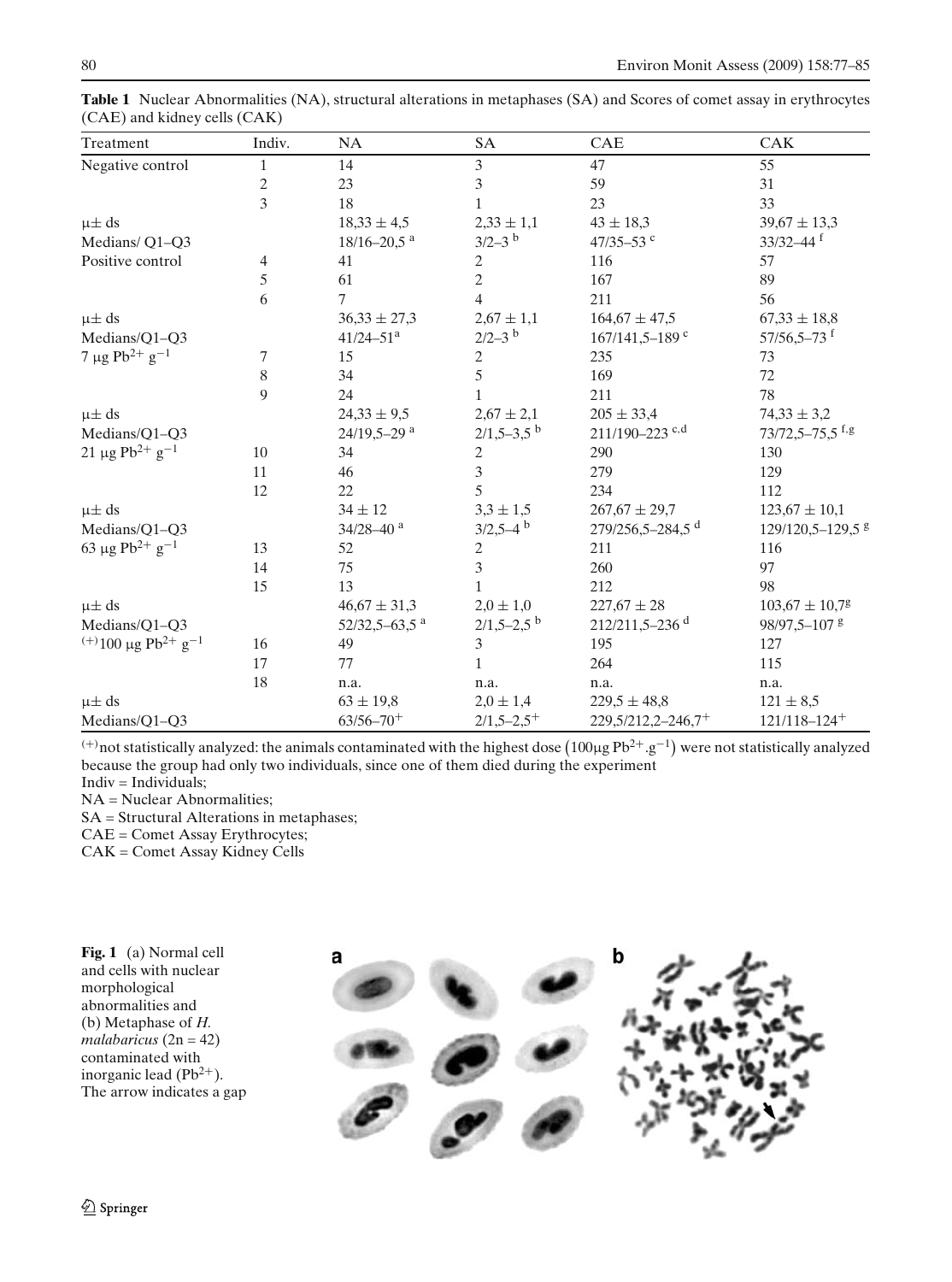**Table 1** Nuclear Abnormalities (NA), structural alterations in metaphases (SA) and Scores of comet assay in erythrocytes (CAE) and kidney cells (CAK)

| Treatment | Indiv. | NA | SA | CAE | CAK |
|---|---|---|---|---|---|
| Negative control | 1 | 14 | 3 | 47 | 55 |
| | 2 | 23 | 3 | 59 | 31 |
| | 3 | 18 | 1 | 23 | 33 |
| μ± ds | | 18,33 ± 4,5 | 2,33 ± 1,1 | 43 ± 18,3 | 39,67 ± 13,3 |
| Medians/ Q1–Q3 | | 18/16–20,5 [a] | 3/2–3 [b] | 47/35–53 [c] | 33/32–44 [f] |
| Positive control | 4 | 41 | 2 | 116 | 57 |
| | 5 | 61 | 2 | 167 | 89 |
| | 6 | 7 | 4 | 211 | 56 |
| μ± ds | | 36,33 ± 27,3 | 2,67 ± 1,1 | 164,67 ± 47,5 | 67,33 ± 18,8 |
| Medians/Q1–Q3 | | 41/24–51[a] | 2/2–3 [b] | 167/141,5–189 [c] | 57/56,5–73 [f] |
| 7 μg $Pb^{2+}$ $g^{-1}$ | 7 | 15 | 2 | 235 | 73 |
| | 8 | 34 | 5 | 169 | 72 |
| | 9 | 24 | 1 | 211 | 78 |
| μ± ds | | 24,33 ± 9,5 | 2,67 ± 2,1 | 205 ± 33,4 | 74,33 ± 3,2 |
| Medians/Q1–Q3 | | 24/19,5–29 [a] | 2/1,5–3,5 [b] | 211/190–223 [c,d] | 73/72,5–75,5 [f,g] |
| 21 μg $Pb^{2+}$ $g^{-1}$ | 10 | 34 | 2 | 290 | 130 |
| | 11 | 46 | 3 | 279 | 129 |
| | 12 | 22 | 5 | 234 | 112 |
| μ± ds | | 34 ± 12 | 3,3 ± 1,5 | 267,67 ± 29,7 | 123,67 ± 10,1 |
| Medians/Q1–Q3 | | 34/28–40 [a] | 3/2,5–4 [b] | 279/256,5–284,5 [d] | 129/120,5–129,5 [g] |
| 63 μg $Pb^{2+}$ $g^{-1}$ | 13 | 52 | 2 | 211 | 116 |
| | 14 | 75 | 3 | 260 | 97 |
| | 15 | 13 | 1 | 212 | 98 |
| μ± ds | | 46,67 ± 31,3 | 2,0 ± 1,0 | 227,67 ± 28 | 103,67 ± 10,7[g] |
| Medians/Q1–Q3 | | 52/32,5–63,5 [a] | 2/1,5–2,5 [b] | 212/211,5–236 [d] | 98/97,5–107 [g] |
| (+)100 μg $Pb^{2+}$ $g^{-1}$ | 16 | 49 | 3 | 195 | 127 |
| | 17 | 77 | 1 | 264 | 115 |
| | 18 | n.a. | n.a. | n.a. | n.a. |
| μ± ds | | 63 ± 19,8 | 2,0 ± 1,4 | 229,5 ± 48,8 | 121 ± 8,5 |
| Medians/Q1–Q3 | | 63/56–70+ | 2/1,5–2,5+ | 229,5/212,2–246,7+ | 121/118–124+ |

(+) not statistically analyzed: the animals contaminated with the highest dose ($100 \mu g\, Pb^{2+}.g^{-1}$) were not statistically analyzed because the group had only two individuals, since one of them died during the experiment

Indiv = Individuals;

NA = Nuclear Abnormalities;

SA = Structural Alterations in metaphases;

CAE = Comet Assay Erythrocytes;

CAK = Comet Assay Kidney Cells

**Fig. 1** (a) Normal cell and cells with nuclear morphological abnormalities and (b) Metaphase of *H. malabaricus* (2n = 42) contaminated with inorganic lead ($Pb^{2+}$). The arrow indicates a gap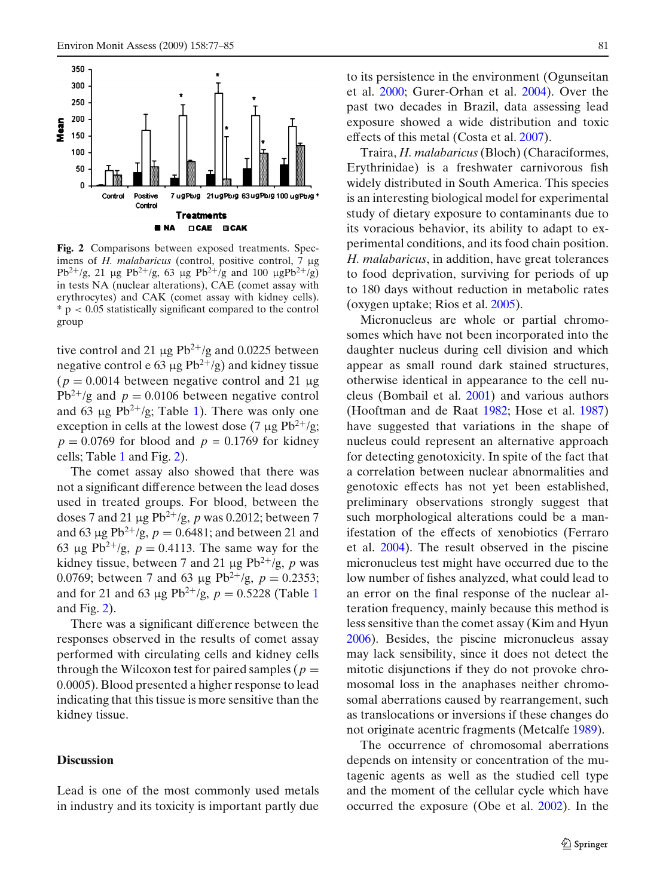Fig. 2 Comparisons between exposed treatments. Specimens of *H. malabaricus* (control, positive control, 7 μg $Pb^{2+}$/g, 21 μg $Pb^{2+}$/g, 63 μg $Pb^{2+}$/g and 100 μg$Pb^{2+}$/g) in tests NA (nuclear alterations), CAE (comet assay with erythrocytes) and CAK (comet assay with kidney cells). * $p < 0.05$ statistically significant compared to the control group

tive control and 21 μg $Pb^{2+}$/g and 0.0225 between negative control e 63 μg $Pb^{2+}$/g) and kidney tissue ($p = 0.0014$ between negative control and 21 μg $Pb^{2+}$/g and $p = 0.0106$ between negative control and 63 μg $Pb^{2+}$/g; Table 1). There was only one exception in cells at the lowest dose (7 μg $Pb^{2+}$/g; $p = 0.0769$ for blood and $p = 0.1769$ for kidney cells; Table 1 and Fig. 2).

The comet assay also showed that there was not a significant difference between the lead doses used in treated groups. For blood, between the doses 7 and 21 μg $Pb^{2+}$/g, $p$ was 0.2012; between 7 and 63 μg $Pb^{2+}$/g, $p = 0.6481$; and between 21 and 63 μg $Pb^{2+}$/g, $p = 0.4113$. The same way for the kidney tissue, between 7 and 21 μg $Pb^{2+}$/g, $p$ was 0.0769; between 7 and 63 μg $Pb^{2+}$/g, $p = 0.2353$; and for 21 and 63 μg $Pb^{2+}$/g, $p = 0.5228$ (Table 1 and Fig. 2).

There was a significant difference between the responses observed in the results of comet assay performed with circulating cells and kidney cells through the Wilcoxon test for paired samples ($p = 0.0005$). Blood presented a higher response to lead indicating that this tissue is more sensitive than the kidney tissue.

## Discussion

Lead is one of the most commonly used metals in industry and its toxicity is important partly due to its persistence in the environment (Ogunseitan et al. 2000; Gurer-Orhan et al. 2004). Over the past two decades in Brazil, data assessing lead exposure showed a wide distribution and toxic effects of this metal (Costa et al. 2007).

Traira, *H. malabaricus* (Bloch) (Characiformes, Erythrinidae) is a freshwater carnivorous fish widely distributed in South America. This species is an interesting biological model for experimental study of dietary exposure to contaminants due to its voracious behavior, its ability to adapt to experimental conditions, and its food chain position. *H. malabaricus*, in addition, have great tolerances to food deprivation, surviving for periods of up to 180 days without reduction in metabolic rates (oxygen uptake; Rios et al. 2005).

Micronucleus are whole or partial chromosomes which have not been incorporated into the daughter nucleus during cell division and which appear as small round dark stained structures, otherwise identical in appearance to the cell nucleus (Bombail et al. 2001) and various authors (Hooftman and de Raat 1982; Hose et al. 1987) have suggested that variations in the shape of nucleus could represent an alternative approach for detecting genotoxicity. In spite of the fact that a correlation between nuclear abnormalities and genotoxic effects has not yet been established, preliminary observations strongly suggest that such morphological alterations could be a manifestation of the effects of xenobiotics (Ferraro et al. 2004). The result observed in the piscine micronucleus test might have occurred due to the low number of fishes analyzed, what could lead to an error on the final response of the nuclear alteration frequency, mainly because this method is less sensitive than the comet assay (Kim and Hyun 2006). Besides, the piscine micronucleus assay may lack sensibility, since it does not detect the mitotic disjunctions if they do not provoke chromosomal loss in the anaphases neither chromosomal aberrations caused by rearrangement, such as translocations or inversions if these changes do not originate acentric fragments (Metcalfe 1989).

The occurrence of chromosomal aberrations depends on intensity or concentration of the mutagenic agents as well as the studied cell type and the moment of the cellular cycle which have occurred the exposure (Obe et al. 2002). In the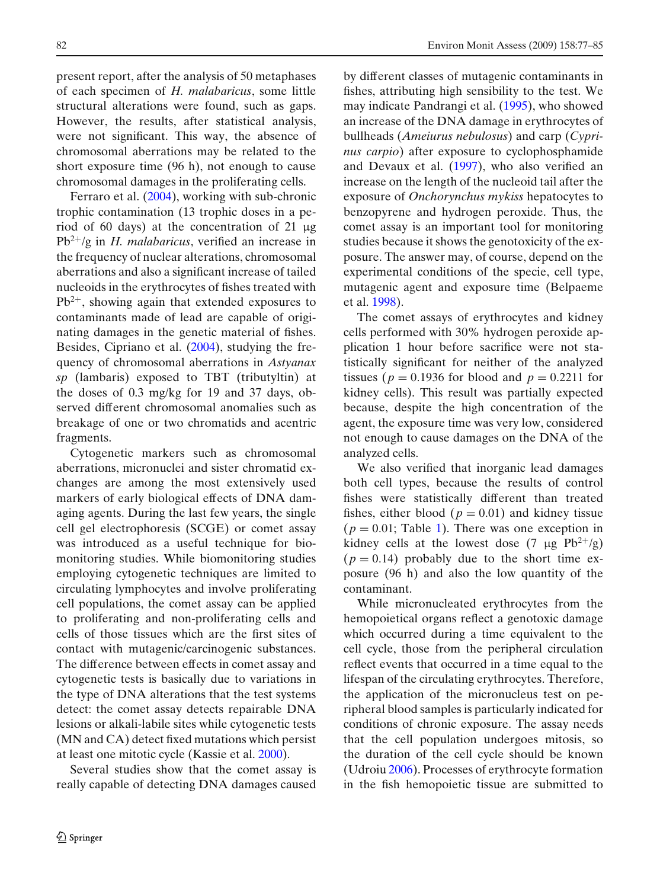present report, after the analysis of 50 metaphases of each specimen of *H. malabaricus*, some little structural alterations were found, such as gaps. However, the results, after statistical analysis, were not significant. This way, the absence of chromosomal aberrations may be related to the short exposure time (96 h), not enough to cause chromosomal damages in the proliferating cells.

Ferraro et al. (2004), working with sub-chronic trophic contamination (13 trophic doses in a period of 60 days) at the concentration of 21 μg $Pb^{2+}$/g in *H. malabaricus*, verified an increase in the frequency of nuclear alterations, chromosomal aberrations and also a significant increase of tailed nucleoids in the erythrocytes of fishes treated with $Pb^{2+}$, showing again that extended exposures to contaminants made of lead are capable of originating damages in the genetic material of fishes. Besides, Cipriano et al. (2004), studying the frequency of chromosomal aberrations in *Astyanax sp* (lambaris) exposed to TBT (tributyltin) at the doses of 0.3 mg/kg for 19 and 37 days, observed different chromosomal anomalies such as breakage of one or two chromatids and acentric fragments.

Cytogenetic markers such as chromosomal aberrations, micronuclei and sister chromatid exchanges are among the most extensively used markers of early biological effects of DNA damaging agents. During the last few years, the single cell gel electrophoresis (SCGE) or comet assay was introduced as a useful technique for biomonitoring studies. While biomonitoring studies employing cytogenetic techniques are limited to circulating lymphocytes and involve proliferating cell populations, the comet assay can be applied to proliferating and non-proliferating cells and cells of those tissues which are the first sites of contact with mutagenic/carcinogenic substances. The difference between effects in comet assay and cytogenetic tests is basically due to variations in the type of DNA alterations that the test systems detect: the comet assay detects repairable DNA lesions or alkali-labile sites while cytogenetic tests (MN and CA) detect fixed mutations which persist at least one mitotic cycle (Kassie et al. 2000).

Several studies show that the comet assay is really capable of detecting DNA damages caused by different classes of mutagenic contaminants in fishes, attributing high sensibility to the test. We may indicate Pandrangi et al. (1995), who showed an increase of the DNA damage in erythrocytes of bullheads (*Ameiurus nebulosus*) and carp (*Cyprinus carpio*) after exposure to cyclophosphamide and Devaux et al. (1997), who also verified an increase on the length of the nucleoid tail after the exposure of *Onchorynchus mykiss* hepatocytes to benzopyrene and hydrogen peroxide. Thus, the comet assay is an important tool for monitoring studies because it shows the genotoxicity of the exposure. The answer may, of course, depend on the experimental conditions of the specie, cell type, mutagenic agent and exposure time (Belpaeme et al. 1998).

The comet assays of erythrocytes and kidney cells performed with 30% hydrogen peroxide application 1 hour before sacrifice were not statistically significant for neither of the analyzed tissues ($p = 0.1936$ for blood and $p = 0.2211$ for kidney cells). This result was partially expected because, despite the high concentration of the agent, the exposure time was very low, considered not enough to cause damages on the DNA of the analyzed cells.

We also verified that inorganic lead damages both cell types, because the results of control fishes were statistically different than treated fishes, either blood ($p = 0.01$) and kidney tissue ($p = 0.01$; Table 1). There was one exception in kidney cells at the lowest dose (7 μg $Pb^{2+}$/g) ($p = 0.14$) probably due to the short time exposure (96 h) and also the low quantity of the contaminant.

While micronucleated erythrocytes from the hemopoietical organs reflect a genotoxic damage which occurred during a time equivalent to the cell cycle, those from the peripheral circulation reflect events that occurred in a time equal to the lifespan of the circulating erythrocytes. Therefore, the application of the micronucleus test on peripheral blood samples is particularly indicated for conditions of chronic exposure. The assay needs that the cell population undergoes mitosis, so the duration of the cell cycle should be known (Udroiu 2006). Processes of erythrocyte formation in the fish hemopoietic tissue are submitted to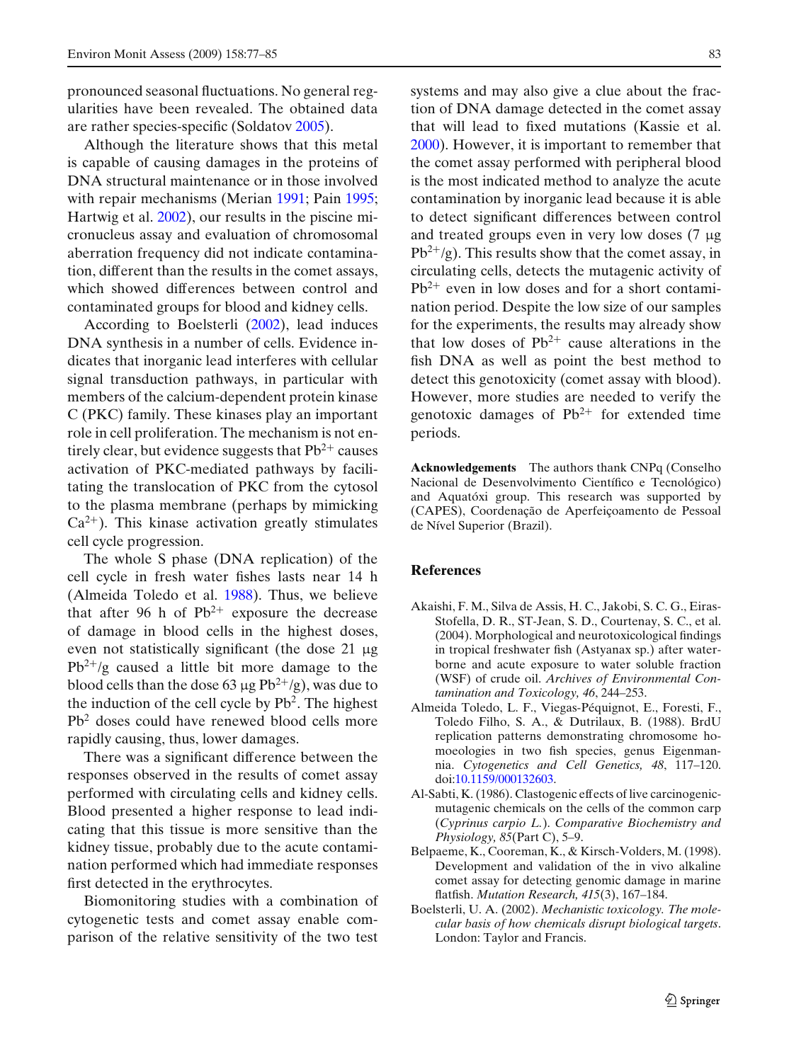pronounced seasonal fluctuations. No general regularities have been revealed. The obtained data are rather species-specific (Soldatov 2005).

Although the literature shows that this metal is capable of causing damages in the proteins of DNA structural maintenance or in those involved with repair mechanisms (Merian 1991; Pain 1995; Hartwig et al. 2002), our results in the piscine micronucleus assay and evaluation of chromosomal aberration frequency did not indicate contamination, different than the results in the comet assays, which showed differences between control and contaminated groups for blood and kidney cells.

According to Boelsterli (2002), lead induces DNA synthesis in a number of cells. Evidence indicates that inorganic lead interferes with cellular signal transduction pathways, in particular with members of the calcium-dependent protein kinase C (PKC) family. These kinases play an important role in cell proliferation. The mechanism is not entirely clear, but evidence suggests that $Pb^{2+}$ causes activation of PKC-mediated pathways by facilitating the translocation of PKC from the cytosol to the plasma membrane (perhaps by mimicking $Ca^{2+}$). This kinase activation greatly stimulates cell cycle progression.

The whole S phase (DNA replication) of the cell cycle in fresh water fishes lasts near 14 h (Almeida Toledo et al. 1988). Thus, we believe that after 96 h of $Pb^{2+}$ exposure the decrease of damage in blood cells in the highest doses, even not statistically significant (the dose 21 μg $Pb^{2+}$/g caused a little bit more damage to the blood cells than the dose 63 μg $Pb^{2+}$/g), was due to the induction of the cell cycle by $Pb^2$. The highest $Pb^2$ doses could have renewed blood cells more rapidly causing, thus, lower damages.

There was a significant difference between the responses observed in the results of comet assay performed with circulating cells and kidney cells. Blood presented a higher response to lead indicating that this tissue is more sensitive than the kidney tissue, probably due to the acute contamination performed which had immediate responses first detected in the erythrocytes.

Biomonitoring studies with a combination of cytogenetic tests and comet assay enable comparison of the relative sensitivity of the two test systems and may also give a clue about the fraction of DNA damage detected in the comet assay that will lead to fixed mutations (Kassie et al. 2000). However, it is important to remember that the comet assay performed with peripheral blood is the most indicated method to analyze the acute contamination by inorganic lead because it is able to detect significant differences between control and treated groups even in very low doses (7 μg $Pb^{2+}$/g). This results show that the comet assay, in circulating cells, detects the mutagenic activity of $Pb^{2+}$ even in low doses and for a short contamination period. Despite the low size of our samples for the experiments, the results may already show that low doses of $Pb^{2+}$ cause alterations in the fish DNA as well as point the best method to detect this genotoxicity (comet assay with blood). However, more studies are needed to verify the genotoxic damages of $Pb^{2+}$ for extended time periods.

**Acknowledgements** The authors thank CNPq (Conselho Nacional de Desenvolvimento Científico e Tecnológico) and Aquatóxi group. This research was supported by (CAPES), Coordenação de Aperfeiçoamento de Pessoal de Nível Superior (Brazil).

## References

Akaishi, F. M., Silva de Assis, H. C., Jakobi, S. C. G., Eiras-Stofella, D. R., ST-Jean, S. D., Courtenay, S. C., et al. (2004). Morphological and neurotoxicological findings in tropical freshwater fish (Astyanax sp.) after waterborne and acute exposure to water soluble fraction (WSF) of crude oil. *Archives of Environmental Contamination and Toxicology, 46*, 244–253.

Almeida Toledo, L. F., Viegas-Péquignot, E., Foresti, F., Toledo Filho, S. A., & Dutrilaux, B. (1988). BrdU replication patterns demonstrating chromosome homoeologies in two fish species, genus Eigenmannia. *Cytogenetics and Cell Genetics, 48*, 117–120. doi:10.1159/000132603.

Al-Sabti, K. (1986). Clastogenic effects of live carcinogenic-mutagenic chemicals on the cells of the common carp (*Cyprinus carpio L.*). *Comparative Biochemistry and Physiology, 85*(Part C), 5–9.

Belpaeme, K., Cooreman, K., & Kirsch-Volders, M. (1998). Development and validation of the in vivo alkaline comet assay for detecting genomic damage in marine flatfish. *Mutation Research, 415*(3), 167–184.

Boelsterli, U. A. (2002). *Mechanistic toxicology. The molecular basis of how chemicals disrupt biological targets*. London: Taylor and Francis.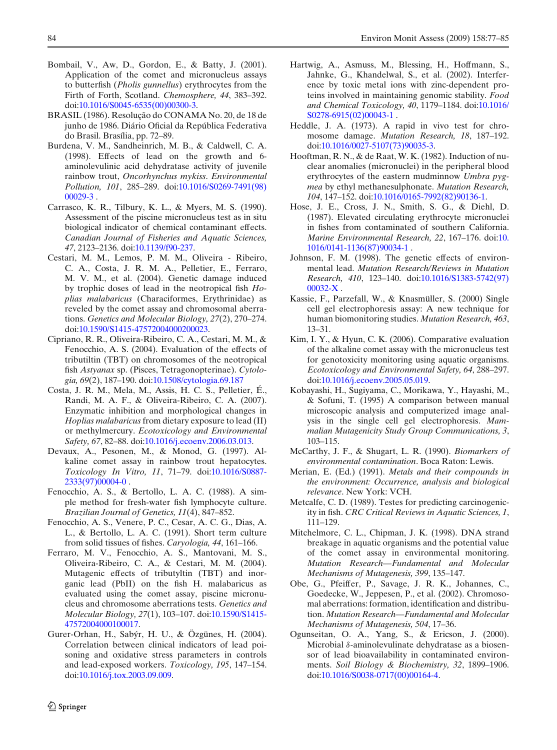Bombail, V., Aw, D., Gordon, E., & Batty, J. (2001). Application of the comet and micronucleus assays to butterfish (*Pholis gunnellus*) erythrocytes from the Firth of Forth, Scotland. *Chemosphere, 44*, 383–392. doi:10.1016/S0045-6535(00)00300-3.

BRASIL (1986). Resolução do CONAMA No. 20, de 18 de junho de 1986. Diário Oficial da República Federativa do Brasil. Brasília, pp. 72–89.

Burdena, V. M., Sandheinrich, M. B., & Caldwell, C. A. (1998). Effects of lead on the growth and 6-aminolevulinic acid dehydratase activity of juvenile rainbow trout, *Oncorhynchus mykiss*. *Environmental Pollution, 101*, 285–289. doi:10.1016/S0269-7491(98)00029-3 .

Carrasco, K. R., Tilbury, K. L., & Myers, M. S. (1990). Assessment of the piscine micronucleus test as in situ biological indicator of chemical contaminant effects. *Canadian Journal of Fisheries and Aquatic Sciences, 47*, 2123–2136. doi:10.1139/f90-237.

Cestari, M. M., Lemos, P. M. M., Oliveira - Ribeiro, C. A., Costa, J. R. M. A., Pelletier, E., Ferraro, M. V. M., et al. (2004). Genetic damage induced by trophic doses of lead in the neotropical fish *Hoplias malabaricus* (Characiformes, Erythrinidae) as reveled by the comet assay and chromosomal aberrations. *Genetics and Molecular Biology, 27*(2), 270–274. doi:10.1590/S1415-47572004000200023.

Cipriano, R. R., Oliveira-Ribeiro, C. A., Cestari, M. M., & Fenocchio, A. S. (2004). Evaluation of the effects of tributiltin (TBT) on chromosomes of the neotropical fish *Astyanax* sp. (Pisces, Tetragonopterinae). *Cytologia, 69*(2), 187–190. doi:10.1508/cytologia.69.187

Costa, J. R. M., Mela, M., Assis, H. C. S., Pelletier, É., Randi, M. A. F., & Oliveira-Ribeiro, C. A. (2007). Enzymatic inhibition and morphological changes in *Hoplias malabaricus* from dietary exposure to lead (II) or methylmercury. *Ecotoxicology and Environmental Safety, 67*, 82–88. doi:10.1016/j.ecoenv.2006.03.013.

Devaux, A., Pesonen, M., & Monod, G. (1997). Alkaline comet assay in rainbow trout hepatocytes. *Toxicology In Vitro, 11*, 71–79. doi:10.1016/S0887-2333(97)00004-0 .

Fenocchio, A. S., & Bertollo, L. A. C. (1988). A simple method for fresh-water fish lymphocyte culture. *Brazilian Journal of Genetics, 11*(4), 847–852.

Fenocchio, A. S., Venere, P. C., Cesar, A. C. G., Dias, A. L., & Bertollo, L. A. C. (1991). Short term culture from solid tissues of fishes. *Caryologia, 44*, 161–166.

Ferraro, M. V., Fenocchio, A. S., Mantovani, M. S., Oliveira-Ribeiro, C. A., & Cestari, M. M. (2004). Mutagenic effects of tributyltin (TBT) and inorganic lead (PbII) on the fish H. malabaricus as evaluated using the comet assay, piscine micronucleus and chromosome aberrations tests. *Genetics and Molecular Biology, 27*(1), 103–107. doi:10.1590/S1415-47572004000100017.

Gurer-Orhan, H., Sabýr, H. U., & Özgünes, H. (2004). Correlation between clinical indicators of lead poisoning and oxidative stress parameters in controls and lead-exposed workers. *Toxicology, 195*, 147–154. doi:10.1016/j.tox.2003.09.009.

Hartwig, A., Asmuss, M., Blessing, H., Hoffmann, S., Jahnke, G., Khandelwal, S., et al. (2002). Interference by toxic metal ions with zinc-dependent proteins involved in maintaining genomic stability. *Food and Chemical Toxicology, 40*, 1179–1184. doi:10.1016/S0278-6915(02)00043-1 .

Heddle, J. A. (1973). A rapid in vivo test for chromosome damage. *Mutation Research, 18*, 187–192. doi:10.1016/0027-5107(73)90035-3.

Hooftman, R. N., & de Raat, W. K. (1982). Induction of nuclear anomalies (micronuclei) in the peripheral blood erythrocytes of the eastern mudminnow *Umbra pygmea* by ethyl methanesulphonate. *Mutation Research, 104*, 147–152. doi:10.1016/0165-7992(82)90136-1.

Hose, J. E., Cross, J. N., Smith, S. G., & Diehl, D. (1987). Elevated circulating erythrocyte micronuclei in fishes from contaminated of southern California. *Marine Environmental Research, 22*, 167–176. doi:10.1016/0141-1136(87)90034-1 .

Johnson, F. M. (1998). The genetic effects of environmental lead. *Mutation Research/Reviews in Mutation Research, 410*, 123–140. doi:10.1016/S1383-5742(97)00032-X .

Kassie, F., Parzefall, W., & Knasmüller, S. (2000) Single cell gel electrophoresis assay: A new technique for human biomonitoring studies. *Mutation Research, 463*, 13–31.

Kim, I. Y., & Hyun, C. K. (2006). Comparative evaluation of the alkaline comet assay with the micronucleus test for genotoxicity monitoring using aquatic organisms. *Ecotoxicology and Environmental Safety, 64*, 288–297. doi:10.1016/j.ecoenv.2005.05.019.

Kobayashi, H., Sugiyama, C., Morikawa, Y., Hayashi, M., & Sofuni, T. (1995) A comparison between manual microscopic analysis and computerized image analysis in the single cell gel electrophoresis. *Mammalian Mutagenicity Study Group Communications, 3*, 103–115.

McCarthy, J. F., & Shugart, L. R. (1990). *Biomarkers of environmental contamination*. Boca Raton: Lewis.

Merian, E. (Ed.) (1991). *Metals and their compounds in the environment: Occurrence, analysis and biological relevance*. New York: VCH.

Metcalfe, C. D. (1989). Testes for predicting carcinogenicity in fish. *CRC Critical Reviews in Aquatic Sciences, 1*, 111–129.

Mitchelmore, C. L., Chipman, J. K. (1998). DNA strand breakage in aquatic organisms and the potential value of the comet assay in environmental monitoring. *Mutation Research—Fundamental and Molecular Mechanisms of Mutagenesis, 399*, 135–147.

Obe, G., Pfeiffer, P., Savage, J. R. K., Johannes, C., Goedecke, W., Jeppesen, P., et al. (2002). Chromosomal aberrations: formation, identification and distribution. *Mutation Research—Fundamental and Molecular Mechanisms of Mutagenesis, 504*, 17–36.

Ogunseitan, O. A., Yang, S., & Ericson, J. (2000). Microbial δ-aminolevulinate dehydratase as a biosensor of lead bioavailability in contaminated environments. *Soil Biology & Biochemistry, 32*, 1899–1906. doi:10.1016/S0038-0717(00)00164-4.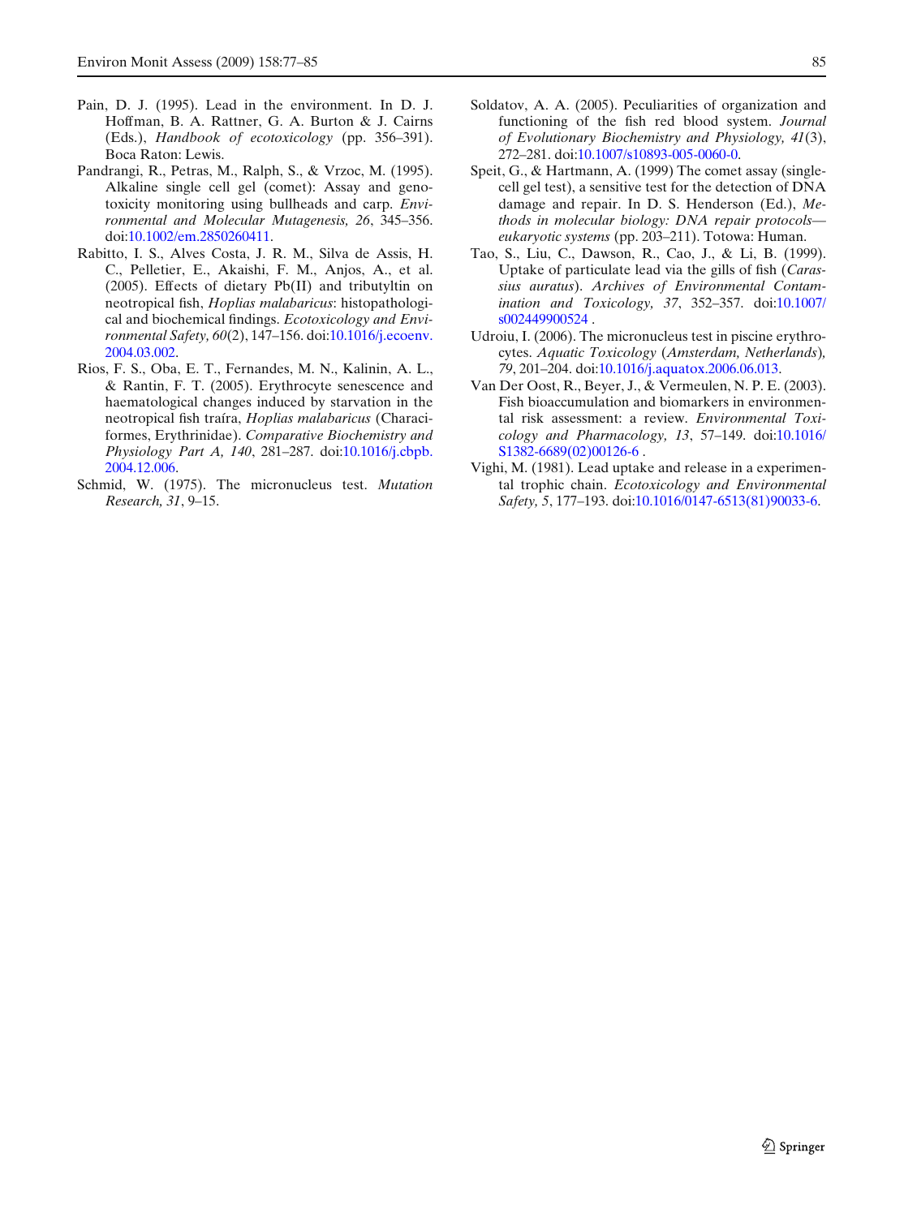Pain, D. J. (1995). Lead in the environment. In D. J. Hoffman, B. A. Rattner, G. A. Burton & J. Cairns (Eds.), *Handbook of ecotoxicology* (pp. 356–391). Boca Raton: Lewis.

Pandrangi, R., Petras, M., Ralph, S., & Vrzoc, M. (1995). Alkaline single cell gel (comet): Assay and genotoxicity monitoring using bullheads and carp. *Environmental and Molecular Mutagenesis, 26*, 345–356. doi:10.1002/em.2850260411.

Rabitto, I. S., Alves Costa, J. R. M., Silva de Assis, H. C., Pelletier, E., Akaishi, F. M., Anjos, A., et al. (2005). Effects of dietary Pb(II) and tributyltin on neotropical fish, *Hoplias malabaricus*: histopathological and biochemical findings. *Ecotoxicology and Environmental Safety, 60*(2), 147–156. doi:10.1016/j.ecoenv.2004.03.002.

Rios, F. S., Oba, E. T., Fernandes, M. N., Kalinin, A. L., & Rantin, F. T. (2005). Erythrocyte senescence and haematological changes induced by starvation in the neotropical fish traíra, *Hoplias malabaricus* (Characiformes, Erythrinidae). *Comparative Biochemistry and Physiology Part A, 140*, 281–287. doi:10.1016/j.cbpb.2004.12.006.

Schmid, W. (1975). The micronucleus test. *Mutation Research, 31*, 9–15.

Soldatov, A. A. (2005). Peculiarities of organization and functioning of the fish red blood system. *Journal of Evolutionary Biochemistry and Physiology, 41*(3), 272–281. doi:10.1007/s10893-005-0060-0.

Speit, G., & Hartmann, A. (1999) The comet assay (single-cell gel test), a sensitive test for the detection of DNA damage and repair. In D. S. Henderson (Ed.), *Methods in molecular biology: DNA repair protocols—eukaryotic systems* (pp. 203–211). Totowa: Human.

Tao, S., Liu, C., Dawson, R., Cao, J., & Li, B. (1999). Uptake of particulate lead via the gills of fish (*Carassius auratus*). *Archives of Environmental Contamination and Toxicology, 37*, 352–357. doi:10.1007/s002449900524 .

Udroiu, I. (2006). The micronucleus test in piscine erythrocytes. *Aquatic Toxicology* (*Amsterdam, Netherlands*), *79*, 201–204. doi:10.1016/j.aquatox.2006.06.013.

Van Der Oost, R., Beyer, J., & Vermeulen, N. P. E. (2003). Fish bioaccumulation and biomarkers in environmental risk assessment: a review. *Environmental Toxicology and Pharmacology, 13*, 57–149. doi:10.1016/S1382-6689(02)00126-6 .

Vighi, M. (1981). Lead uptake and release in a experimental trophic chain. *Ecotoxicology and Environmental Safety, 5*, 177–193. doi:10.1016/0147-6513(81)90033-6.